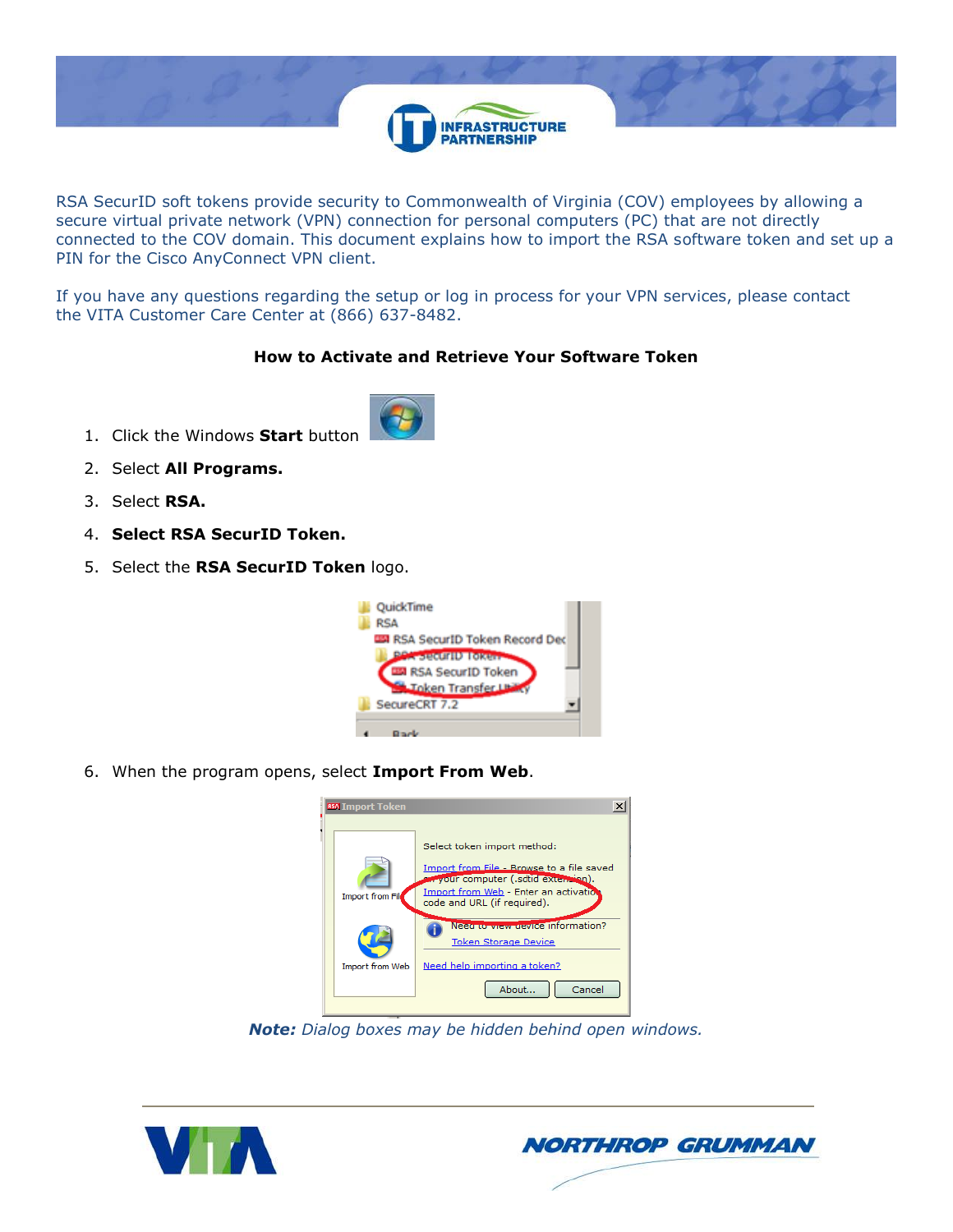RSA SecurID soft tokens provide security to Commonwealth of Virginia (COV) employees by allowing a secure virtual private network (VPN) connection for personal computers (PC) that are not directly connected to the COV domain. This document explains how to import the RSA software token and set up a PIN for the Cisco AnyConnect VPN client.

If you have any questions regarding the setup or log in process for your VPN services, please contact the VITA Customer Care Center at (866) 637-8482.

## How to Activate and Retrieve Your Software Token

1. Click the Windows **Start** button
2. Select **All Programs.**
3. Select **RSA.**
4. **Select RSA SecurID Token.**
5. Select the **RSA SecurID Token** logo.
6. When the program opens, select **Import From Web**.

***Note:*** *Dialog boxes may be hidden behind open windows.*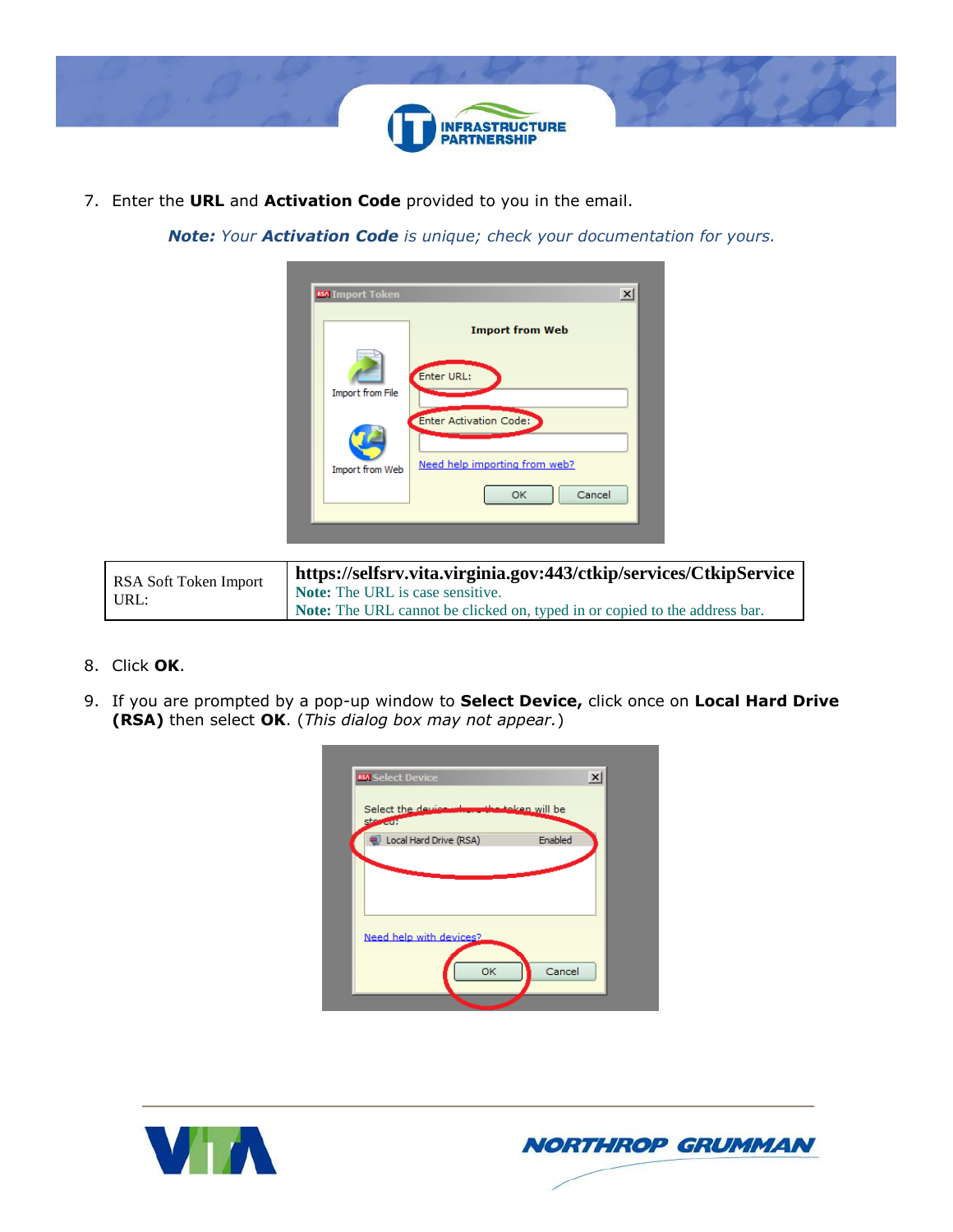7. Enter the **URL** and **Activation Code** provided to you in the email.

   ***Note:*** *Your* ***Activation Code*** *is unique; check your documentation for yours.*

| RSA Soft Token Import URL: | **https://selfsrv.vita.virginia.gov:443/ctkip/services/CtkipService** **Note:** The URL is case sensitive. **Note:** The URL cannot be clicked on, typed in or copied to the address bar. |
|---|---|

8. Click **OK**.

9. If you are prompted by a pop-up window to **Select Device,** click once on **Local Hard Drive (RSA)** then select **OK**. (*This dialog box may not appear.*)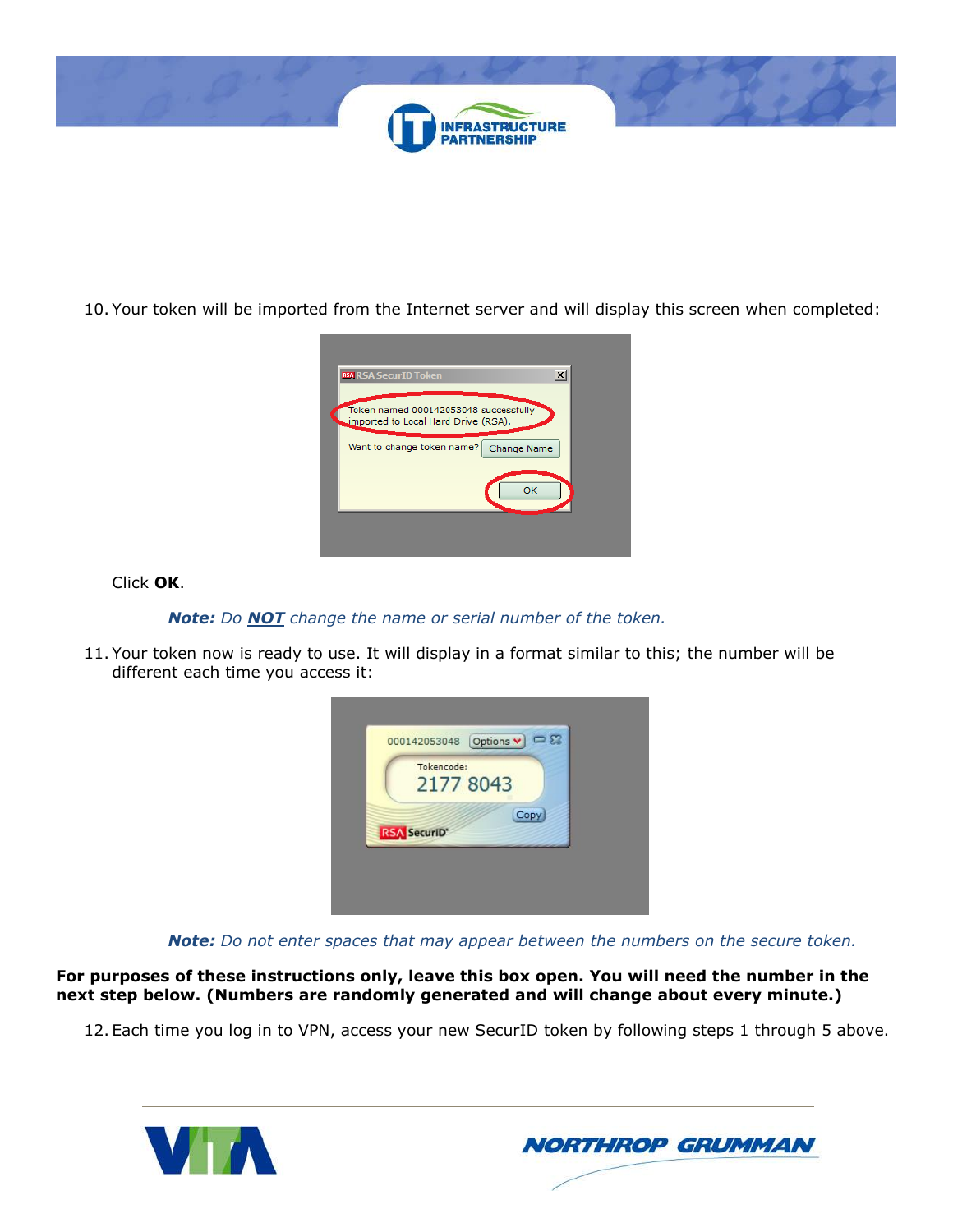10. Your token will be imported from the Internet server and will display this screen when completed:

Click **OK**.

*__Note:__ Do __NOT__ change the name or serial number of the token.*

11. Your token now is ready to use. It will display in a format similar to this; the number will be different each time you access it:

*__Note:__ Do not enter spaces that may appear between the numbers on the secure token.*

**For purposes of these instructions only, leave this box open. You will need the number in the next step below. (Numbers are randomly generated and will change about every minute.)**

12. Each time you log in to VPN, access your new SecurID token by following steps 1 through 5 above.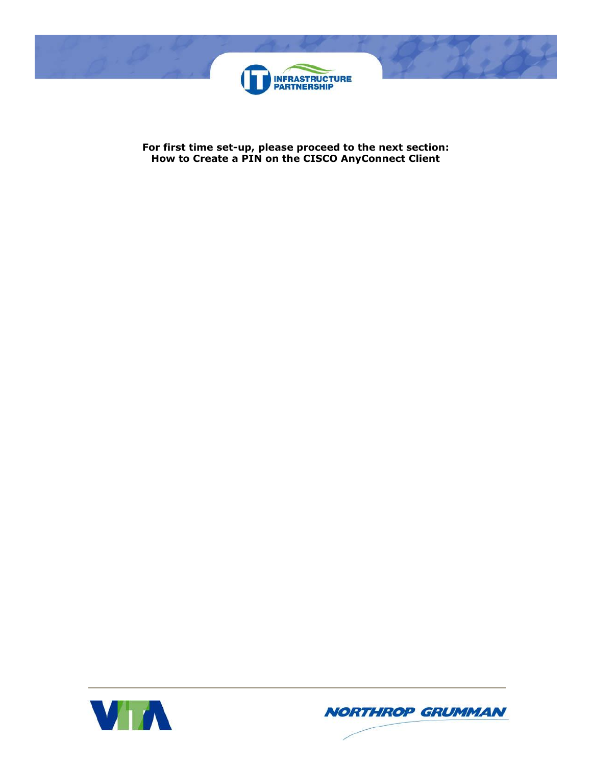**For first time set-up, please proceed to the next section:**
**How to Create a PIN on the CISCO AnyConnect Client**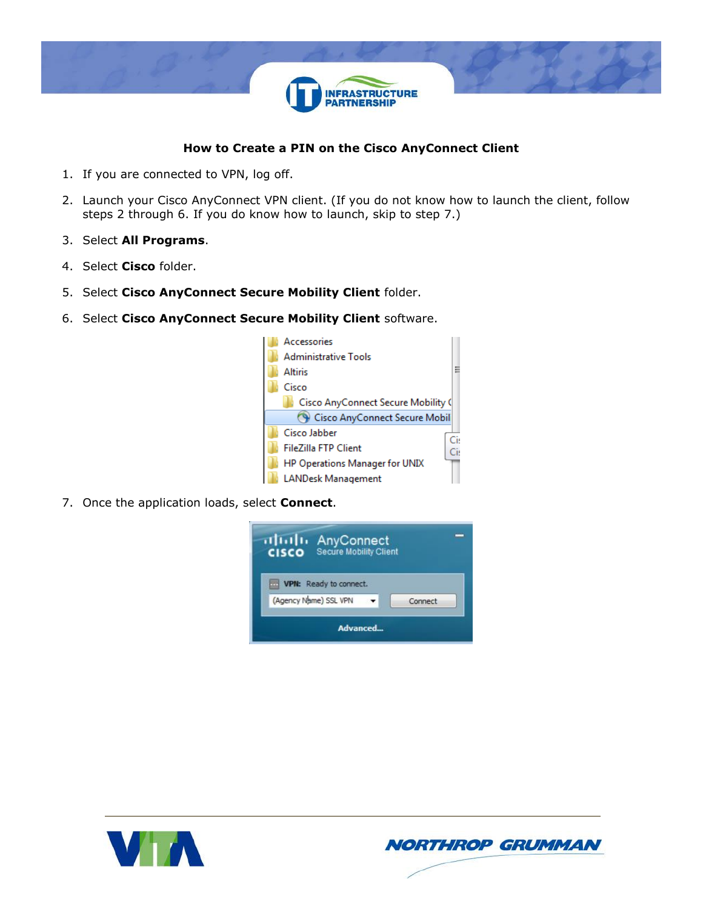## How to Create a PIN on the Cisco AnyConnect Client

1. If you are connected to VPN, log off.
2. Launch your Cisco AnyConnect VPN client. (If you do not know how to launch the client, follow steps 2 through 6. If you do know how to launch, skip to step 7.)
3. Select **All Programs**.
4. Select **Cisco** folder.
5. Select **Cisco AnyConnect Secure Mobility Client** folder.
6. Select **Cisco AnyConnect Secure Mobility Client** software.
7. Once the application loads, select **Connect**.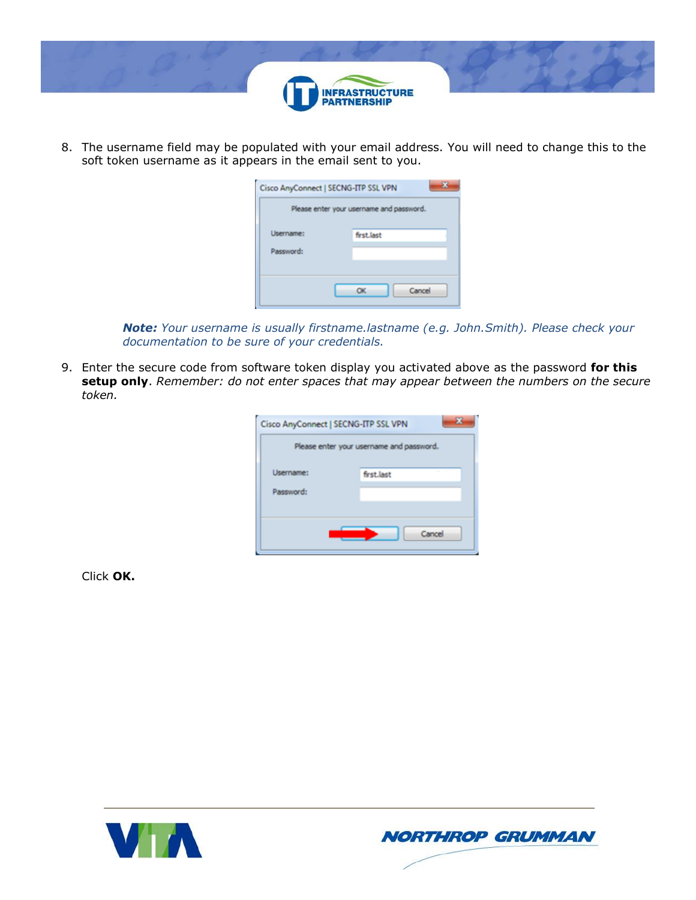8. The username field may be populated with your email address. You will need to change this to the soft token username as it appears in the email sent to you.

   ***Note:*** *Your username is usually firstname.lastname (e.g. John.Smith). Please check your documentation to be sure of your credentials.*

9. Enter the secure code from software token display you activated above as the password **for this setup only**. *Remember: do not enter spaces that may appear between the numbers on the secure token.*

   Click **OK.**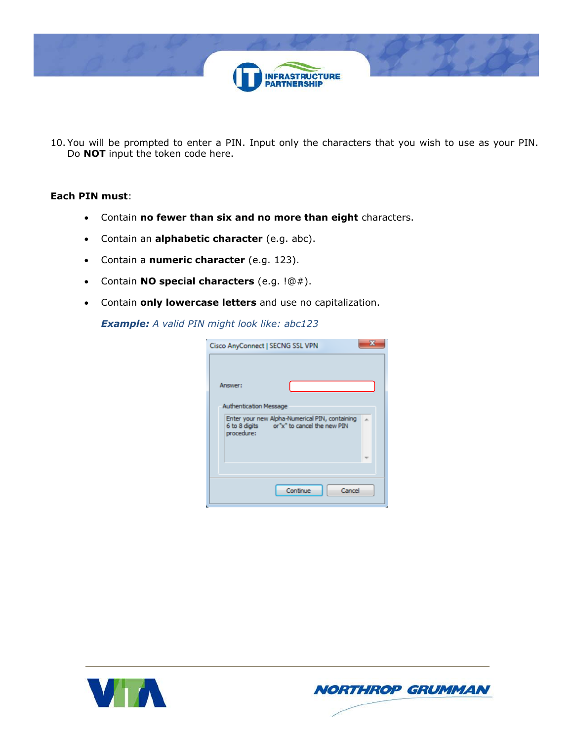10. You will be prompted to enter a PIN. Input only the characters that you wish to use as your PIN. Do **NOT** input the token code here.

**Each PIN must**:

- Contain **no fewer than six and no more than eight** characters.
- Contain an **alphabetic character** (e.g. abc).
- Contain a **numeric character** (e.g. 123).
- Contain **NO special characters** (e.g. !@#).
- Contain **only lowercase letters** and use no capitalization.

***Example:*** *A valid PIN might look like: abc123*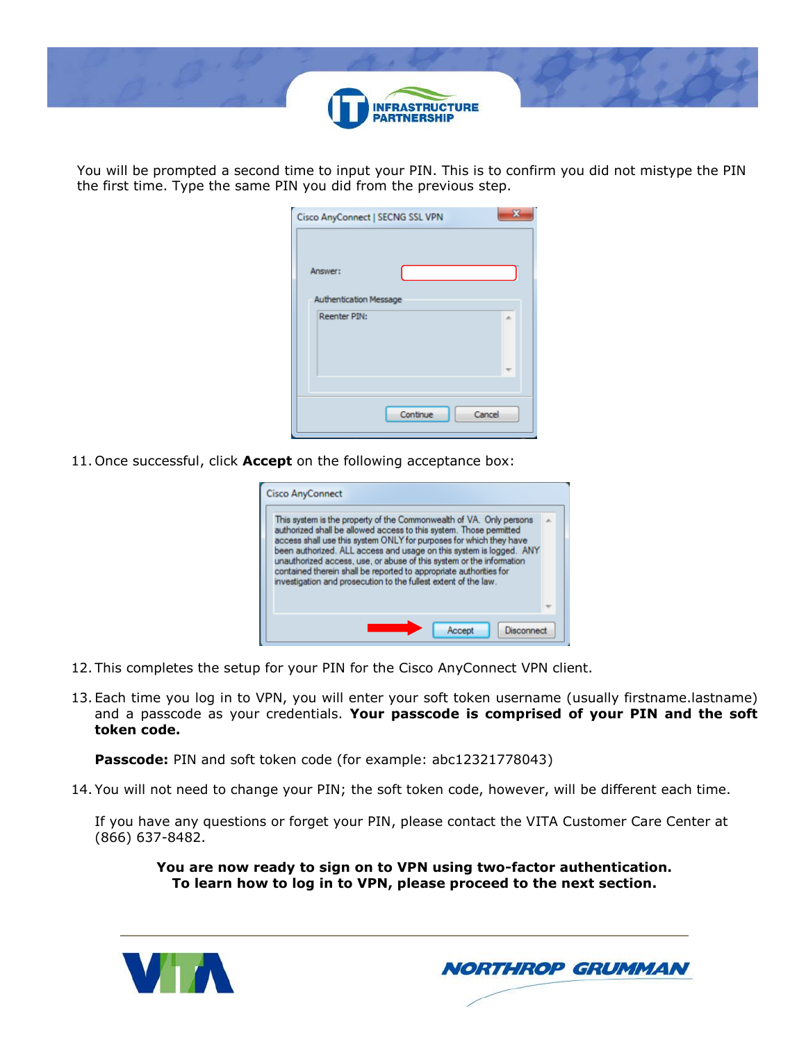You will be prompted a second time to input your PIN. This is to confirm you did not mistype the PIN the first time. Type the same PIN you did from the previous step.

11. Once successful, click **Accept** on the following acceptance box:

12. This completes the setup for your PIN for the Cisco AnyConnect VPN client.

13. Each time you log in to VPN, you will enter your soft token username (usually firstname.lastname) and a passcode as your credentials. **Your passcode is comprised of your PIN and the soft token code.**

    **Passcode:** PIN and soft token code (for example: abc12321778043)

14. You will not need to change your PIN; the soft token code, however, will be different each time.

    If you have any questions or forget your PIN, please contact the VITA Customer Care Center at (866) 637-8482.

**You are now ready to sign on to VPN using two-factor authentication.**
**To learn how to log in to VPN, please proceed to the next section.**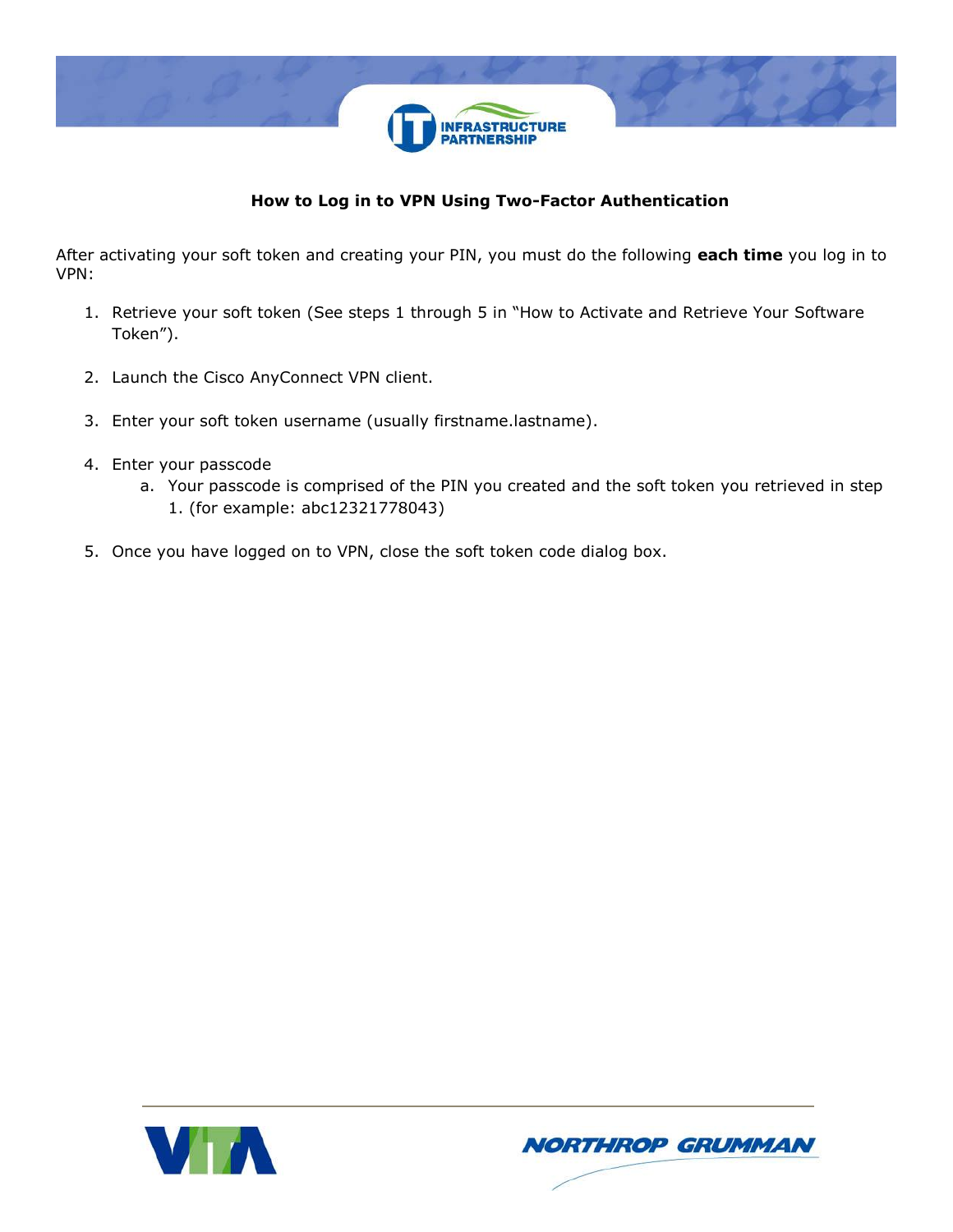## How to Log in to VPN Using Two-Factor Authentication

After activating your soft token and creating your PIN, you must do the following **each time** you log in to VPN:

1. Retrieve your soft token (See steps 1 through 5 in "How to Activate and Retrieve Your Software Token").

2. Launch the Cisco AnyConnect VPN client.

3. Enter your soft token username (usually firstname.lastname).

4. Enter your passcode
   a. Your passcode is comprised of the PIN you created and the soft token you retrieved in step 1. (for example: abc12321778043)

5. Once you have logged on to VPN, close the soft token code dialog box.